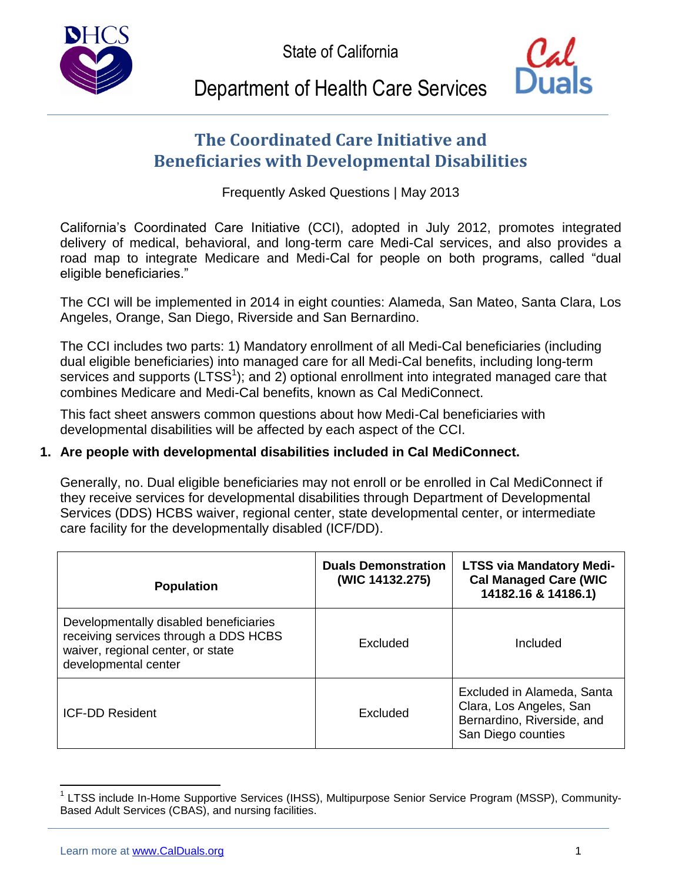State of California

Department of Health Care Services

# The Coordinated Care Initiative and Beneficiaries with Developmental Disabilities

Frequently Asked Questions | May 2013

California's Coordinated Care Initiative (CCI), adopted in July 2012, promotes integrated delivery of medical, behavioral, and long-term care Medi-Cal services, and also provides a road map to integrate Medicare and Medi-Cal for people on both programs, called "dual eligible beneficiaries."

The CCI will be implemented in 2014 in eight counties: Alameda, San Mateo, Santa Clara, Los Angeles, Orange, San Diego, Riverside and San Bernardino.

The CCI includes two parts: 1) Mandatory enrollment of all Medi-Cal beneficiaries (including dual eligible beneficiaries) into managed care for all Medi-Cal benefits, including long-term services and supports (LTSS[1]); and 2) optional enrollment into integrated managed care that combines Medicare and Medi-Cal benefits, known as Cal MediConnect.

This fact sheet answers common questions about how Medi-Cal beneficiaries with developmental disabilities will be affected by each aspect of the CCI.

**1. Are people with developmental disabilities included in Cal MediConnect.**

Generally, no. Dual eligible beneficiaries may not enroll or be enrolled in Cal MediConnect if they receive services for developmental disabilities through Department of Developmental Services (DDS) HCBS waiver, regional center, state developmental center, or intermediate care facility for the developmentally disabled (ICF/DD).

| Population | Duals Demonstration (WIC 14132.275) | LTSS via Mandatory Medi-Cal Managed Care (WIC 14182.16 & 14186.1) |
|---|---|---|
| Developmentally disabled beneficiaries receiving services through a DDS HCBS waiver, regional center, or state developmental center | Excluded | Included |
| ICF-DD Resident | Excluded | Excluded in Alameda, Santa Clara, Los Angeles, San Bernardino, Riverside, and San Diego counties |

[1] LTSS include In-Home Supportive Services (IHSS), Multipurpose Senior Service Program (MSSP), Community-Based Adult Services (CBAS), and nursing facilities.

Learn more at www.CalDuals.org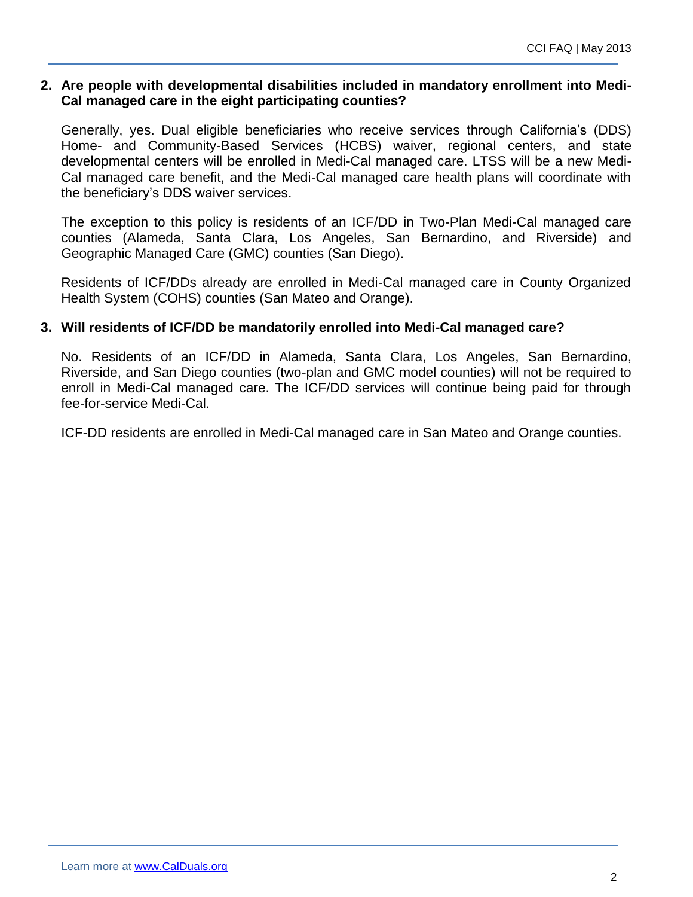2. **Are people with developmental disabilities included in mandatory enrollment into Medi-Cal managed care in the eight participating counties?**

   Generally, yes. Dual eligible beneficiaries who receive services through California's (DDS) Home- and Community-Based Services (HCBS) waiver, regional centers, and state developmental centers will be enrolled in Medi-Cal managed care. LTSS will be a new Medi-Cal managed care benefit, and the Medi-Cal managed care health plans will coordinate with the beneficiary's DDS waiver services.

   The exception to this policy is residents of an ICF/DD in Two-Plan Medi-Cal managed care counties (Alameda, Santa Clara, Los Angeles, San Bernardino, and Riverside) and Geographic Managed Care (GMC) counties (San Diego).

   Residents of ICF/DDs already are enrolled in Medi-Cal managed care in County Organized Health System (COHS) counties (San Mateo and Orange).

3. **Will residents of ICF/DD be mandatorily enrolled into Medi-Cal managed care?**

   No. Residents of an ICF/DD in Alameda, Santa Clara, Los Angeles, San Bernardino, Riverside, and San Diego counties (two-plan and GMC model counties) will not be required to enroll in Medi-Cal managed care. The ICF/DD services will continue being paid for through fee-for-service Medi-Cal.

   ICF-DD residents are enrolled in Medi-Cal managed care in San Mateo and Orange counties.